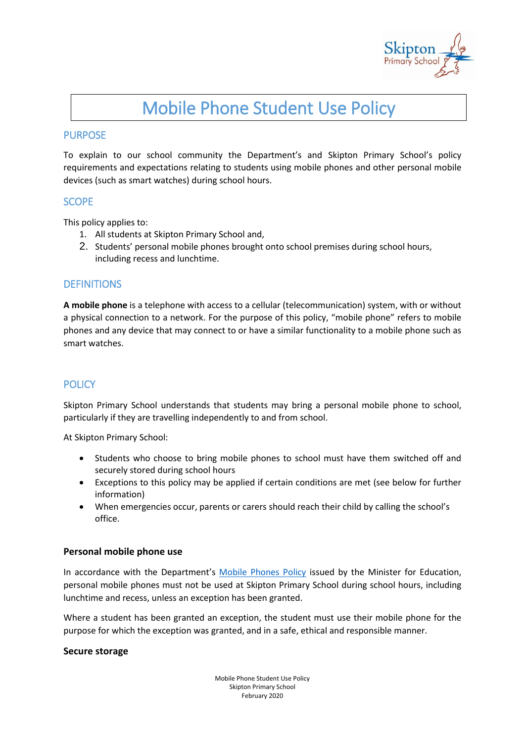# Mobile Phone Student Use Policy

## PURPOSE

To explain to our school community the Department's and Skipton Primary School's policy requirements and expectations relating to students using mobile phones and other personal mobile devices (such as smart watches) during school hours.

## SCOPE

This policy applies to:

1. All students at Skipton Primary School and,
2. Students' personal mobile phones brought onto school premises during school hours, including recess and lunchtime.

## DEFINITIONS

**A mobile phone** is a telephone with access to a cellular (telecommunication) system, with or without a physical connection to a network. For the purpose of this policy, "mobile phone" refers to mobile phones and any device that may connect to or have a similar functionality to a mobile phone such as smart watches.

## POLICY

Skipton Primary School understands that students may bring a personal mobile phone to school, particularly if they are travelling independently to and from school.

At Skipton Primary School:

- Students who choose to bring mobile phones to school must have them switched off and securely stored during school hours
- Exceptions to this policy may be applied if certain conditions are met (see below for further information)
- When emergencies occur, parents or carers should reach their child by calling the school's office.

### Personal mobile phone use

In accordance with the Department's [Mobile Phones Policy]() issued by the Minister for Education, personal mobile phones must not be used at Skipton Primary School during school hours, including lunchtime and recess, unless an exception has been granted.

Where a student has been granted an exception, the student must use their mobile phone for the purpose for which the exception was granted, and in a safe, ethical and responsible manner.

### Secure storage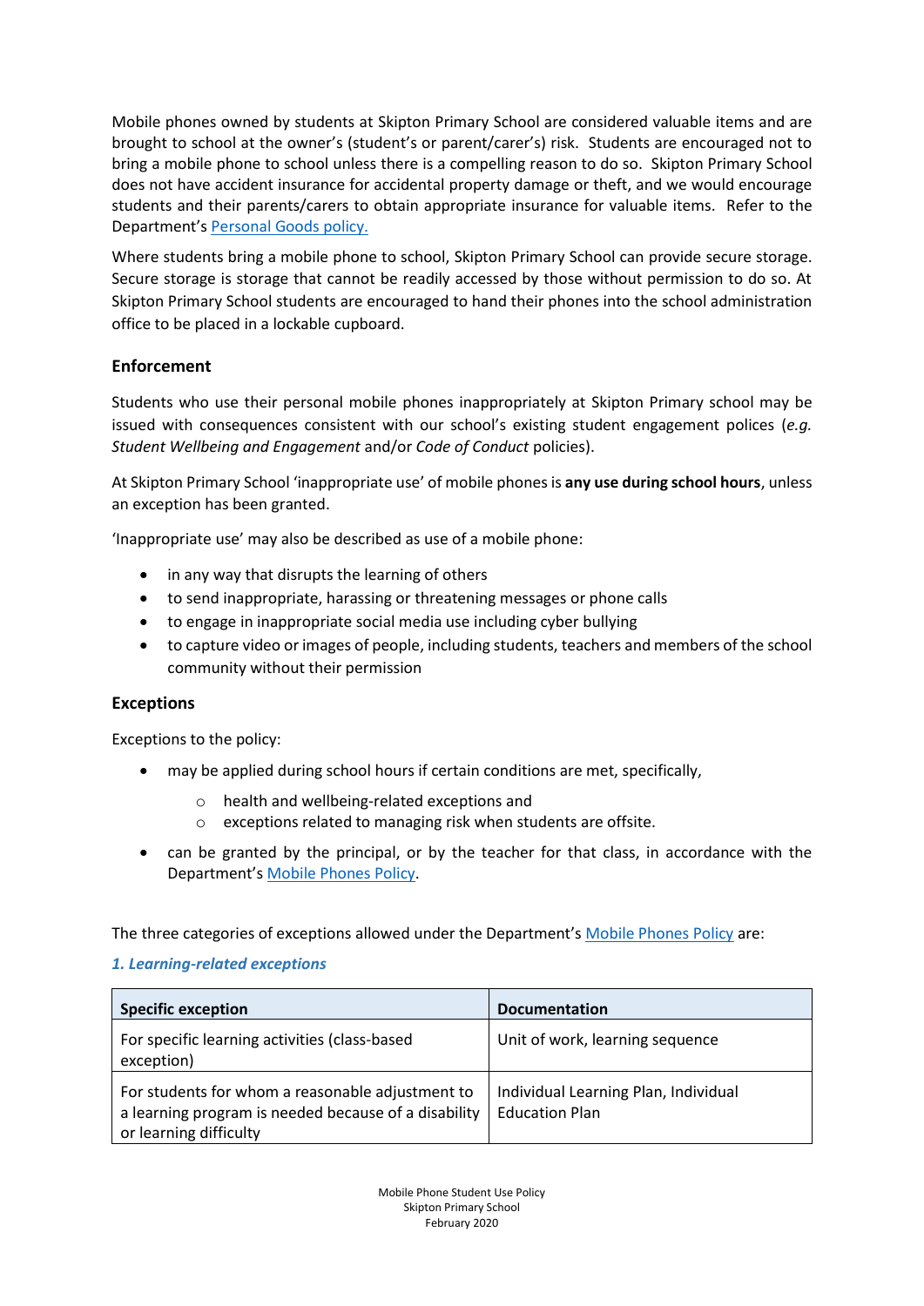Mobile phones owned by students at Skipton Primary School are considered valuable items and are brought to school at the owner's (student's or parent/carer's) risk. Students are encouraged not to bring a mobile phone to school unless there is a compelling reason to do so. Skipton Primary School does not have accident insurance for accidental property damage or theft, and we would encourage students and their parents/carers to obtain appropriate insurance for valuable items. Refer to the Department's [Personal Goods policy.]

Where students bring a mobile phone to school, Skipton Primary School can provide secure storage. Secure storage is storage that cannot be readily accessed by those without permission to do so. At Skipton Primary School students are encouraged to hand their phones into the school administration office to be placed in a lockable cupboard.

### Enforcement

Students who use their personal mobile phones inappropriately at Skipton Primary school may be issued with consequences consistent with our school's existing student engagement polices (*e.g. Student Wellbeing and Engagement* and/or *Code of Conduct* policies).

At Skipton Primary School 'inappropriate use' of mobile phones is **any use during school hours**, unless an exception has been granted.

'Inappropriate use' may also be described as use of a mobile phone:

- in any way that disrupts the learning of others
- to send inappropriate, harassing or threatening messages or phone calls
- to engage in inappropriate social media use including cyber bullying
- to capture video or images of people, including students, teachers and members of the school community without their permission

### Exceptions

Exceptions to the policy:

- may be applied during school hours if certain conditions are met, specifically,
  - health and wellbeing-related exceptions and
  - exceptions related to managing risk when students are offsite.
- can be granted by the principal, or by the teacher for that class, in accordance with the Department's Mobile Phones Policy.

The three categories of exceptions allowed under the Department's Mobile Phones Policy are:

***1. Learning-related exceptions***

| Specific exception | Documentation |
| --- | --- |
| For specific learning activities (class-based exception) | Unit of work, learning sequence |
| For students for whom a reasonable adjustment to a learning program is needed because of a disability or learning difficulty | Individual Learning Plan, Individual Education Plan |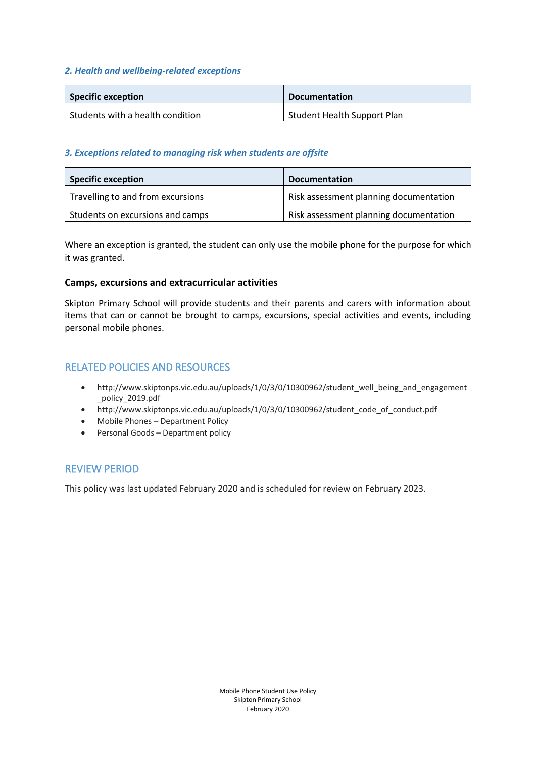### *2. Health and wellbeing-related exceptions*

| Specific exception | Documentation |
| --- | --- |
| Students with a health condition | Student Health Support Plan |

### *3. Exceptions related to managing risk when students are offsite*

| Specific exception | Documentation |
| --- | --- |
| Travelling to and from excursions | Risk assessment planning documentation |
| Students on excursions and camps | Risk assessment planning documentation |

Where an exception is granted, the student can only use the mobile phone for the purpose for which it was granted.

### Camps, excursions and extracurricular activities

Skipton Primary School will provide students and their parents and carers with information about items that can or cannot be brought to camps, excursions, special activities and events, including personal mobile phones.

## RELATED POLICIES AND RESOURCES

- http://www.skiptonps.vic.edu.au/uploads/1/0/3/0/10300962/student_well_being_and_engagement_policy_2019.pdf
- http://www.skiptonps.vic.edu.au/uploads/1/0/3/0/10300962/student_code_of_conduct.pdf
- Mobile Phones – Department Policy
- Personal Goods – Department policy

## REVIEW PERIOD

This policy was last updated February 2020 and is scheduled for review on February 2023.